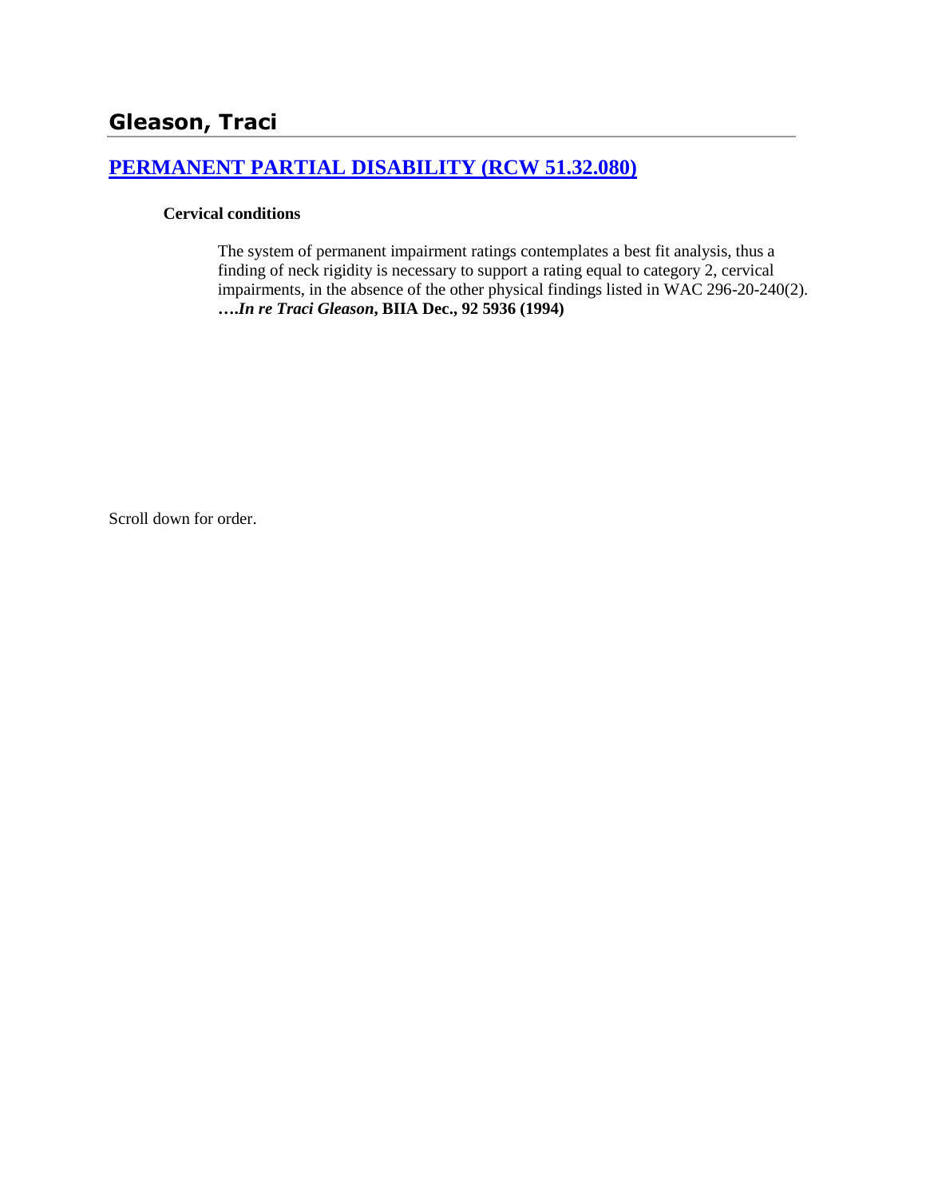## Gleason, Traci

### [PERMANENT PARTIAL DISABILITY (RCW 51.32.080)]

**Cervical conditions**

The system of permanent impairment ratings contemplates a best fit analysis, thus a finding of neck rigidity is necessary to support a rating equal to category 2, cervical impairments, in the absence of the other physical findings listed in WAC 296-20-240(2). **….*In re Traci Gleason*, BIIA Dec., 92 5936 (1994)**

Scroll down for order.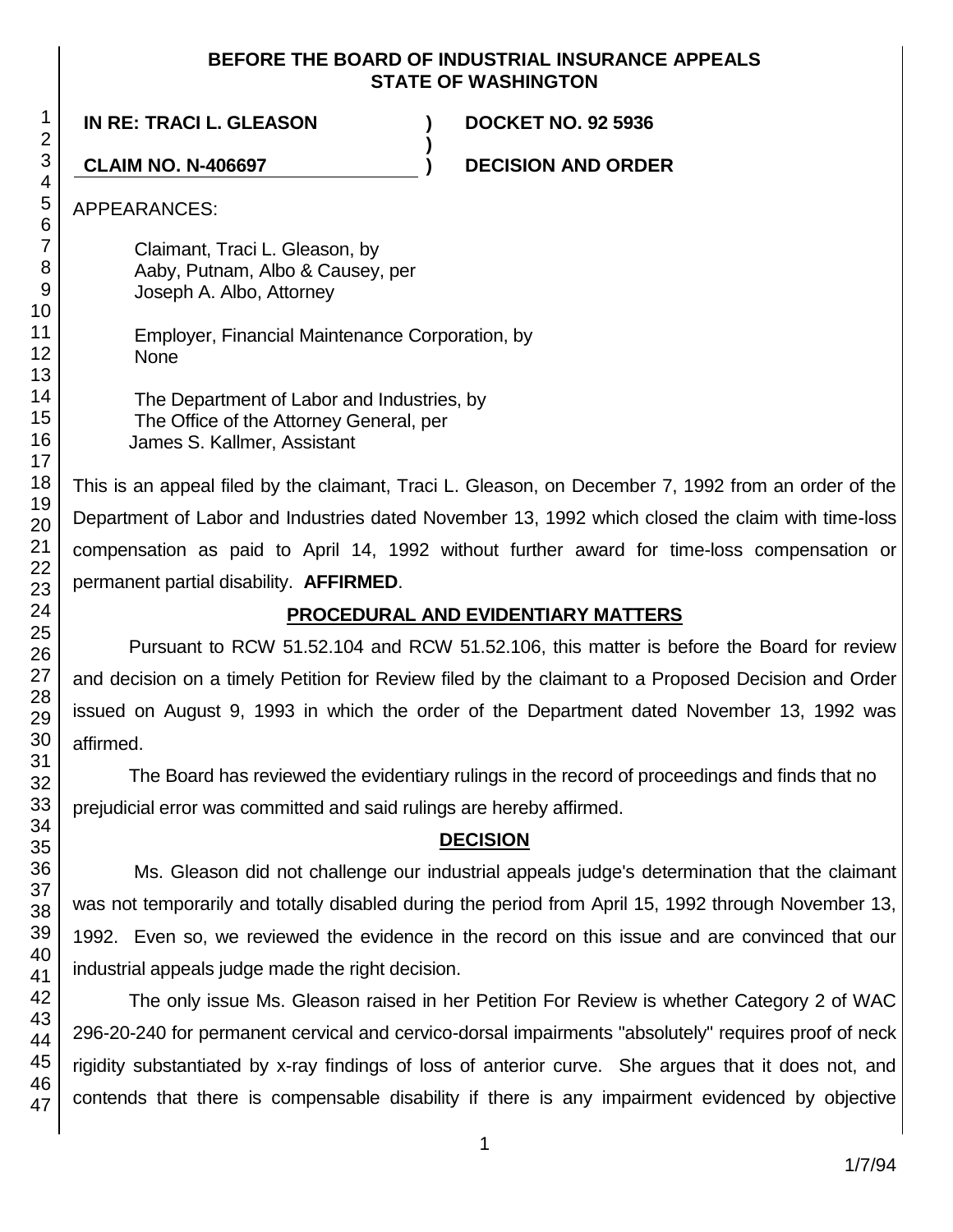**BEFORE THE BOARD OF INDUSTRIAL INSURANCE APPEALS**
**STATE OF WASHINGTON**

| | | |
|---|---|---|
| **IN RE: TRACI L. GLEASON** | **)** | **DOCKET NO. 92 5936** |
| | **)** | |
| **CLAIM NO. N-406697** | **)** | **DECISION AND ORDER** |

APPEARANCES:

Claimant, Traci L. Gleason, by
Aaby, Putnam, Albo & Causey, per
Joseph A. Albo, Attorney

Employer, Financial Maintenance Corporation, by
None

The Department of Labor and Industries, by
The Office of the Attorney General, per
James S. Kallmer, Assistant

This is an appeal filed by the claimant, Traci L. Gleason, on December 7, 1992 from an order of the Department of Labor and Industries dated November 13, 1992 which closed the claim with time-loss compensation as paid to April 14, 1992 without further award for time-loss compensation or permanent partial disability. **AFFIRMED**.

## PROCEDURAL AND EVIDENTIARY MATTERS

Pursuant to RCW 51.52.104 and RCW 51.52.106, this matter is before the Board for review and decision on a timely Petition for Review filed by the claimant to a Proposed Decision and Order issued on August 9, 1993 in which the order of the Department dated November 13, 1992 was affirmed.

The Board has reviewed the evidentiary rulings in the record of proceedings and finds that no prejudicial error was committed and said rulings are hereby affirmed.

## DECISION

Ms. Gleason did not challenge our industrial appeals judge's determination that the claimant was not temporarily and totally disabled during the period from April 15, 1992 through November 13, 1992. Even so, we reviewed the evidence in the record on this issue and are convinced that our industrial appeals judge made the right decision.

The only issue Ms. Gleason raised in her Petition For Review is whether Category 2 of WAC 296-20-240 for permanent cervical and cervico-dorsal impairments "absolutely" requires proof of neck rigidity substantiated by x-ray findings of loss of anterior curve. She argues that it does not, and contends that there is compensable disability if there is any impairment evidenced by objective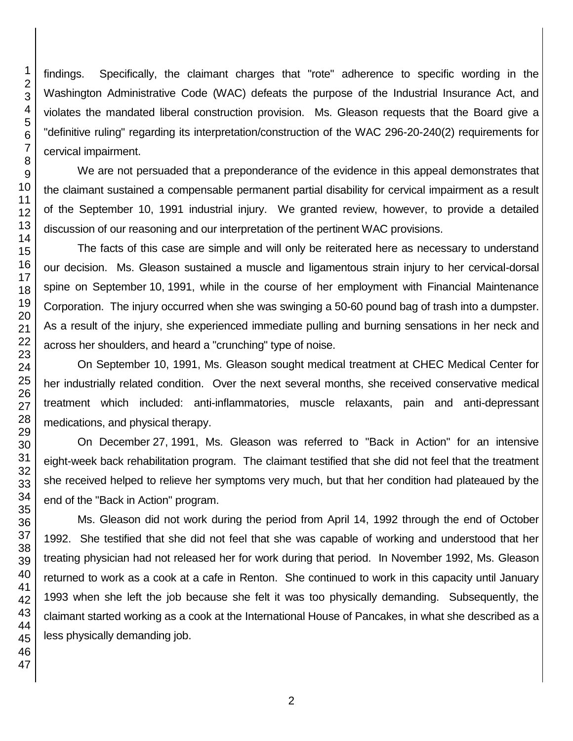findings. Specifically, the claimant charges that "rote" adherence to specific wording in the Washington Administrative Code (WAC) defeats the purpose of the Industrial Insurance Act, and violates the mandated liberal construction provision. Ms. Gleason requests that the Board give a "definitive ruling" regarding its interpretation/construction of the WAC 296-20-240(2) requirements for cervical impairment.

We are not persuaded that a preponderance of the evidence in this appeal demonstrates that the claimant sustained a compensable permanent partial disability for cervical impairment as a result of the September 10, 1991 industrial injury. We granted review, however, to provide a detailed discussion of our reasoning and our interpretation of the pertinent WAC provisions.

The facts of this case are simple and will only be reiterated here as necessary to understand our decision. Ms. Gleason sustained a muscle and ligamentous strain injury to her cervical-dorsal spine on September 10, 1991, while in the course of her employment with Financial Maintenance Corporation. The injury occurred when she was swinging a 50-60 pound bag of trash into a dumpster. As a result of the injury, she experienced immediate pulling and burning sensations in her neck and across her shoulders, and heard a "crunching" type of noise.

On September 10, 1991, Ms. Gleason sought medical treatment at CHEC Medical Center for her industrially related condition. Over the next several months, she received conservative medical treatment which included: anti-inflammatories, muscle relaxants, pain and anti-depressant medications, and physical therapy.

On December 27, 1991, Ms. Gleason was referred to "Back in Action" for an intensive eight-week back rehabilitation program. The claimant testified that she did not feel that the treatment she received helped to relieve her symptoms very much, but that her condition had plateaued by the end of the "Back in Action" program.

Ms. Gleason did not work during the period from April 14, 1992 through the end of October 1992. She testified that she did not feel that she was capable of working and understood that her treating physician had not released her for work during that period. In November 1992, Ms. Gleason returned to work as a cook at a cafe in Renton. She continued to work in this capacity until January 1993 when she left the job because she felt it was too physically demanding. Subsequently, the claimant started working as a cook at the International House of Pancakes, in what she described as a less physically demanding job.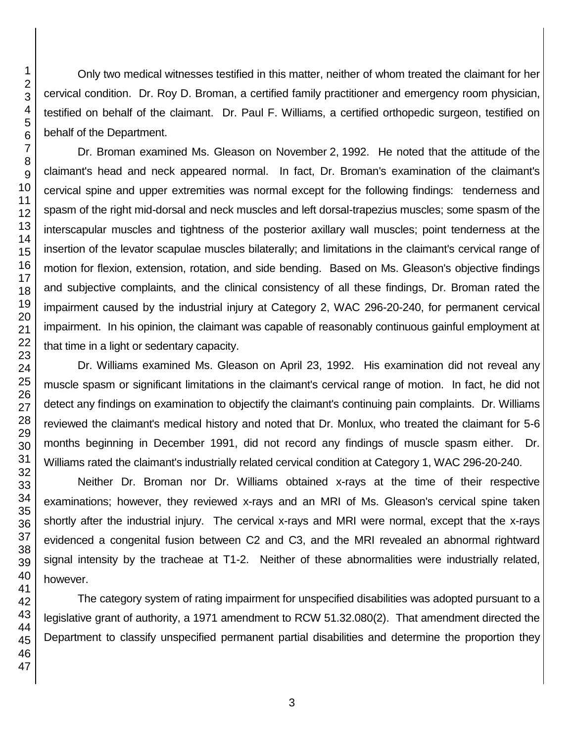Only two medical witnesses testified in this matter, neither of whom treated the claimant for her cervical condition. Dr. Roy D. Broman, a certified family practitioner and emergency room physician, testified on behalf of the claimant. Dr. Paul F. Williams, a certified orthopedic surgeon, testified on behalf of the Department.

Dr. Broman examined Ms. Gleason on November 2, 1992. He noted that the attitude of the claimant's head and neck appeared normal. In fact, Dr. Broman's examination of the claimant's cervical spine and upper extremities was normal except for the following findings: tenderness and spasm of the right mid-dorsal and neck muscles and left dorsal-trapezius muscles; some spasm of the interscapular muscles and tightness of the posterior axillary wall muscles; point tenderness at the insertion of the levator scapulae muscles bilaterally; and limitations in the claimant's cervical range of motion for flexion, extension, rotation, and side bending. Based on Ms. Gleason's objective findings and subjective complaints, and the clinical consistency of all these findings, Dr. Broman rated the impairment caused by the industrial injury at Category 2, WAC 296-20-240, for permanent cervical impairment. In his opinion, the claimant was capable of reasonably continuous gainful employment at that time in a light or sedentary capacity.

Dr. Williams examined Ms. Gleason on April 23, 1992. His examination did not reveal any muscle spasm or significant limitations in the claimant's cervical range of motion. In fact, he did not detect any findings on examination to objectify the claimant's continuing pain complaints. Dr. Williams reviewed the claimant's medical history and noted that Dr. Monlux, who treated the claimant for 5-6 months beginning in December 1991, did not record any findings of muscle spasm either. Dr. Williams rated the claimant's industrially related cervical condition at Category 1, WAC 296-20-240.

Neither Dr. Broman nor Dr. Williams obtained x-rays at the time of their respective examinations; however, they reviewed x-rays and an MRI of Ms. Gleason's cervical spine taken shortly after the industrial injury. The cervical x-rays and MRI were normal, except that the x-rays evidenced a congenital fusion between C2 and C3, and the MRI revealed an abnormal rightward signal intensity by the tracheae at T1-2. Neither of these abnormalities were industrially related, however.

The category system of rating impairment for unspecified disabilities was adopted pursuant to a legislative grant of authority, a 1971 amendment to RCW 51.32.080(2). That amendment directed the Department to classify unspecified permanent partial disabilities and determine the proportion they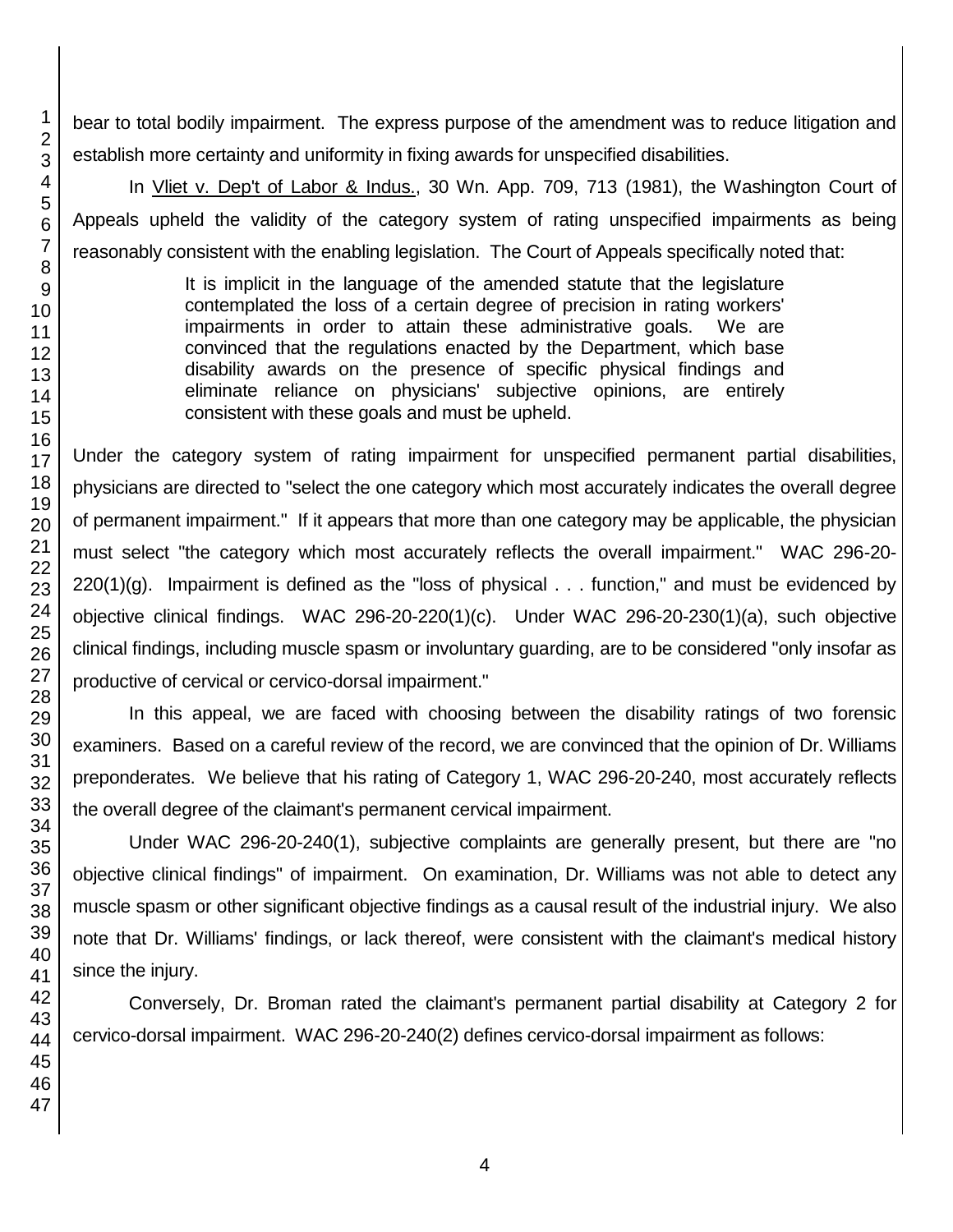bear to total bodily impairment. The express purpose of the amendment was to reduce litigation and establish more certainty and uniformity in fixing awards for unspecified disabilities.

In Vliet v. Dep't of Labor & Indus., 30 Wn. App. 709, 713 (1981), the Washington Court of Appeals upheld the validity of the category system of rating unspecified impairments as being reasonably consistent with the enabling legislation. The Court of Appeals specifically noted that:

> It is implicit in the language of the amended statute that the legislature contemplated the loss of a certain degree of precision in rating workers' impairments in order to attain these administrative goals. We are convinced that the regulations enacted by the Department, which base disability awards on the presence of specific physical findings and eliminate reliance on physicians' subjective opinions, are entirely consistent with these goals and must be upheld.

Under the category system of rating impairment for unspecified permanent partial disabilities, physicians are directed to "select the one category which most accurately indicates the overall degree of permanent impairment." If it appears that more than one category may be applicable, the physician must select "the category which most accurately reflects the overall impairment." WAC 296-20-220(1)(g). Impairment is defined as the "loss of physical . . . function," and must be evidenced by objective clinical findings. WAC 296-20-220(1)(c). Under WAC 296-20-230(1)(a), such objective clinical findings, including muscle spasm or involuntary guarding, are to be considered "only insofar as productive of cervical or cervico-dorsal impairment."

In this appeal, we are faced with choosing between the disability ratings of two forensic examiners. Based on a careful review of the record, we are convinced that the opinion of Dr. Williams preponderates. We believe that his rating of Category 1, WAC 296-20-240, most accurately reflects the overall degree of the claimant's permanent cervical impairment.

Under WAC 296-20-240(1), subjective complaints are generally present, but there are "no objective clinical findings" of impairment. On examination, Dr. Williams was not able to detect any muscle spasm or other significant objective findings as a causal result of the industrial injury. We also note that Dr. Williams' findings, or lack thereof, were consistent with the claimant's medical history since the injury.

Conversely, Dr. Broman rated the claimant's permanent partial disability at Category 2 for cervico-dorsal impairment. WAC 296-20-240(2) defines cervico-dorsal impairment as follows: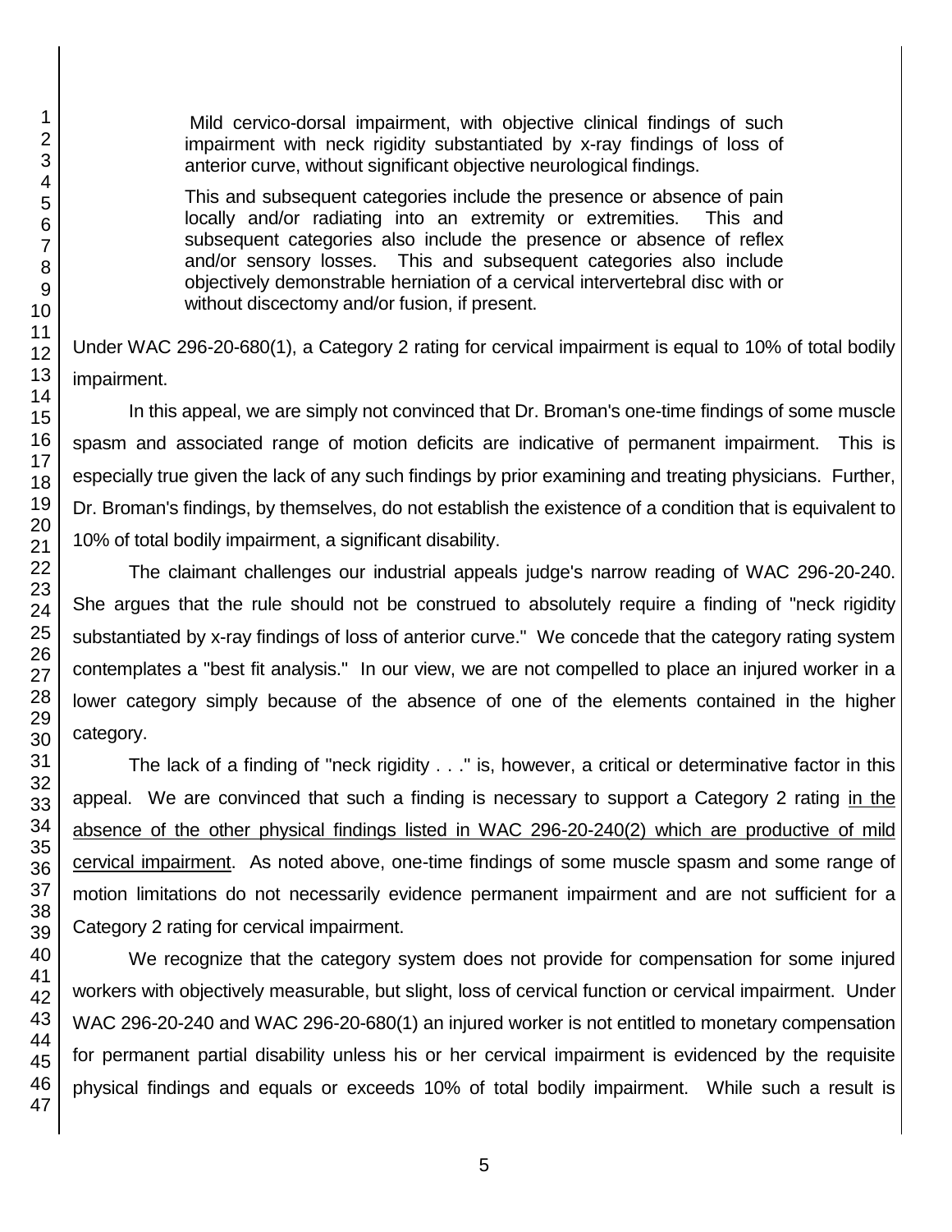> Mild cervico-dorsal impairment, with objective clinical findings of such impairment with neck rigidity substantiated by x-ray findings of loss of anterior curve, without significant objective neurological findings.
>
> This and subsequent categories include the presence or absence of pain locally and/or radiating into an extremity or extremities. This and subsequent categories also include the presence or absence of reflex and/or sensory losses. This and subsequent categories also include objectively demonstrable herniation of a cervical intervertebral disc with or without discectomy and/or fusion, if present.

Under WAC 296-20-680(1), a Category 2 rating for cervical impairment is equal to 10% of total bodily impairment.

In this appeal, we are simply not convinced that Dr. Broman's one-time findings of some muscle spasm and associated range of motion deficits are indicative of permanent impairment. This is especially true given the lack of any such findings by prior examining and treating physicians. Further, Dr. Broman's findings, by themselves, do not establish the existence of a condition that is equivalent to 10% of total bodily impairment, a significant disability.

The claimant challenges our industrial appeals judge's narrow reading of WAC 296-20-240. She argues that the rule should not be construed to absolutely require a finding of "neck rigidity substantiated by x-ray findings of loss of anterior curve." We concede that the category rating system contemplates a "best fit analysis." In our view, we are not compelled to place an injured worker in a lower category simply because of the absence of one of the elements contained in the higher category.

The lack of a finding of "neck rigidity . . ." is, however, a critical or determinative factor in this appeal. We are convinced that such a finding is necessary to support a Category 2 rating <u>in the absence of the other physical findings listed in WAC 296-20-240(2) which are productive of mild cervical impairment</u>. As noted above, one-time findings of some muscle spasm and some range of motion limitations do not necessarily evidence permanent impairment and are not sufficient for a Category 2 rating for cervical impairment.

We recognize that the category system does not provide for compensation for some injured workers with objectively measurable, but slight, loss of cervical function or cervical impairment. Under WAC 296-20-240 and WAC 296-20-680(1) an injured worker is not entitled to monetary compensation for permanent partial disability unless his or her cervical impairment is evidenced by the requisite physical findings and equals or exceeds 10% of total bodily impairment. While such a result is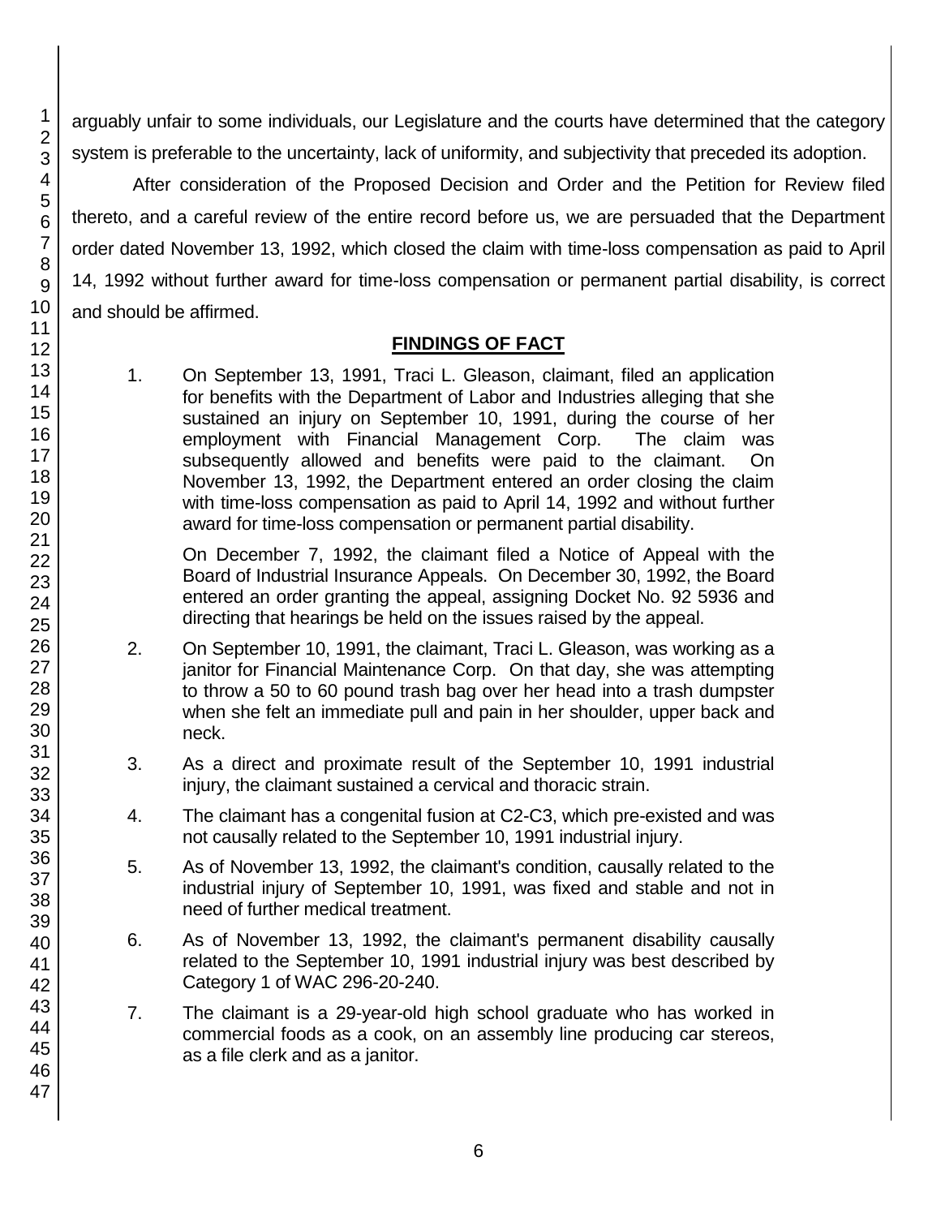arguably unfair to some individuals, our Legislature and the courts have determined that the category system is preferable to the uncertainty, lack of uniformity, and subjectivity that preceded its adoption.

After consideration of the Proposed Decision and Order and the Petition for Review filed thereto, and a careful review of the entire record before us, we are persuaded that the Department order dated November 13, 1992, which closed the claim with time-loss compensation as paid to April 14, 1992 without further award for time-loss compensation or permanent partial disability, is correct and should be affirmed.

## FINDINGS OF FACT

1. On September 13, 1991, Traci L. Gleason, claimant, filed an application for benefits with the Department of Labor and Industries alleging that she sustained an injury on September 10, 1991, during the course of her employment with Financial Management Corp. The claim was subsequently allowed and benefits were paid to the claimant. On November 13, 1992, the Department entered an order closing the claim with time-loss compensation as paid to April 14, 1992 and without further award for time-loss compensation or permanent partial disability.

   On December 7, 1992, the claimant filed a Notice of Appeal with the Board of Industrial Insurance Appeals. On December 30, 1992, the Board entered an order granting the appeal, assigning Docket No. 92 5936 and directing that hearings be held on the issues raised by the appeal.

2. On September 10, 1991, the claimant, Traci L. Gleason, was working as a janitor for Financial Maintenance Corp. On that day, she was attempting to throw a 50 to 60 pound trash bag over her head into a trash dumpster when she felt an immediate pull and pain in her shoulder, upper back and neck.

3. As a direct and proximate result of the September 10, 1991 industrial injury, the claimant sustained a cervical and thoracic strain.

4. The claimant has a congenital fusion at C2-C3, which pre-existed and was not causally related to the September 10, 1991 industrial injury.

5. As of November 13, 1992, the claimant's condition, causally related to the industrial injury of September 10, 1991, was fixed and stable and not in need of further medical treatment.

6. As of November 13, 1992, the claimant's permanent disability causally related to the September 10, 1991 industrial injury was best described by Category 1 of WAC 296-20-240.

7. The claimant is a 29-year-old high school graduate who has worked in commercial foods as a cook, on an assembly line producing car stereos, as a file clerk and as a janitor.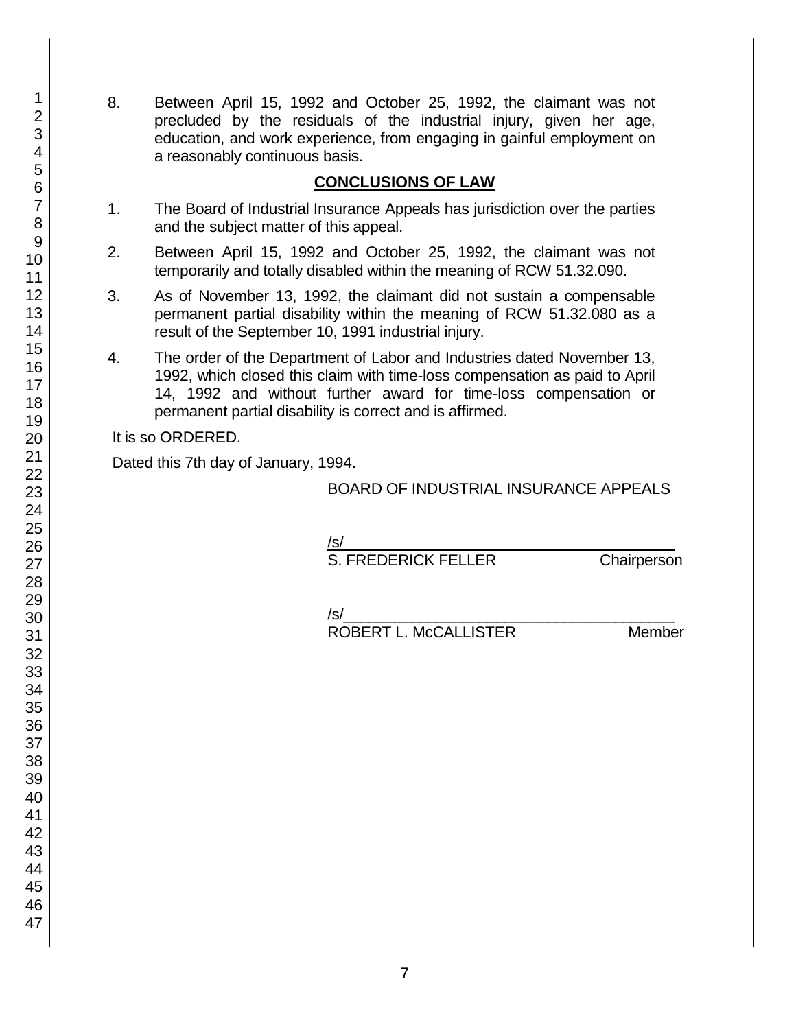8. Between April 15, 1992 and October 25, 1992, the claimant was not precluded by the residuals of the industrial injury, given her age, education, and work experience, from engaging in gainful employment on a reasonably continuous basis.

## CONCLUSIONS OF LAW

1. The Board of Industrial Insurance Appeals has jurisdiction over the parties and the subject matter of this appeal.

2. Between April 15, 1992 and October 25, 1992, the claimant was not temporarily and totally disabled within the meaning of RCW 51.32.090.

3. As of November 13, 1992, the claimant did not sustain a compensable permanent partial disability within the meaning of RCW 51.32.080 as a result of the September 10, 1991 industrial injury.

4. The order of the Department of Labor and Industries dated November 13, 1992, which closed this claim with time-loss compensation as paid to April 14, 1992 and without further award for time-loss compensation or permanent partial disability is correct and is affirmed.

It is so ORDERED.

Dated this 7th day of January, 1994.

BOARD OF INDUSTRIAL INSURANCE APPEALS

/s/
S. FREDERICK FELLER Chairperson

/s/
ROBERT L. McCALLISTER Member